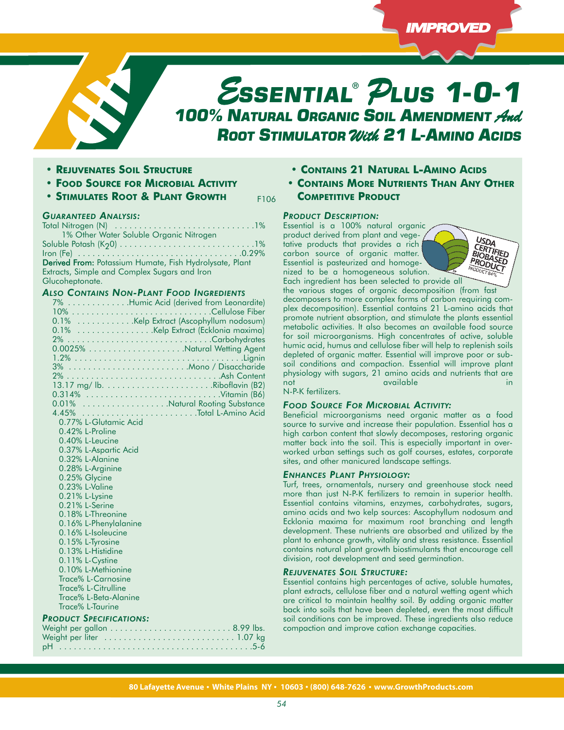IMPROVED

# ESSENTIAL® PLUS 1-0-1

## 100% NATURAL ORGANIC SOIL AMENDMENT *And* ROOT STIMULATOR *With* 21 L-AMINO ACIDS

- **REJUVENATES SOIL STRUCTURE**
- **FOOD SOURCE FOR MICROBIAL ACTIVITY**
- **STIMULATES ROOT & PLANT GROWTH**

F106

- **CONTAINS 21 NATURAL L-AMINO ACIDS**
- **CONTAINS MORE NUTRIENTS THAN ANY OTHER COMPETITIVE PRODUCT**

### *GUARANTEED ANALYSIS:*

| | |
|---|---|
| Total Nitrogen (N) | 1% |
| 1% Other Water Soluble Organic Nitrogen | |
| Soluble Potash ($K_2O$) | 1% |
| Iron (Fe) | 0.29% |

**Derived From:** Potassium Humate, Fish Hydrolysate, Plant Extracts, Simple and Complex Sugars and Iron Glucoheptonate.

### *ALSO CONTAINS NON-PLANT FOOD INGREDIENTS*

| | |
|---|---|
| 7% | Humic Acid (derived from Leonardite) |
| 10% | Cellulose Fiber |
| 0.1% | Kelp Extract (Ascophyllum nodosum) |
| 0.1% | Kelp Extract (Ecklonia maxima) |
| 2% | Carbohydrates |
| 0.0025% | Natural Wetting Agent |
| 1.2% | Lignin |
| 3% | Mono / Disaccharide |
| 2% | Ash Content |
| 13.17 mg/ lb. | Riboflavin (B2) |
| 0.314% | Vitamin (B6) |
| 0.01% | Natural Rooting Substance |
| 4.45% | Total L-Amino Acid |

- 0.77% L-Glutamic Acid
- 0.42% L-Proline
- 0.40% L-Leucine
- 0.37% L-Aspartic Acid
- 0.32% L-Alanine
- 0.28% L-Arginine
- 0.25% Glycine
- 0.23% L-Valine
- 0.21% L-Lysine
- 0.21% L-Serine
- 0.18% L-Threonine
- 0.16% L-Phenylalanine
- 0.16% L-Isoleucine
- 0.15% L-Tyrosine
- 0.13% L-Histidine
- 0.11% L-Cystine
- 0.10% L-Methionine
- Trace% L-Carnosine
- Trace% L-Citrulline
- Trace% L-Beta-Alanine
- Trace% L-Taurine

### *PRODUCT SPECIFICATIONS:*

| | |
|---|---|
| Weight per gallon | 8.99 lbs. |
| Weight per liter | 1.07 kg |
| pH | 5-6 |

### *PRODUCT DESCRIPTION:*

USDA CERTIFIED BIOBASED PRODUCT 84%

Essential is a 100% natural organic product derived from plant and vegetative products that provides a rich carbon source of organic matter. Essential is pasteurized and homogenized to be a homogeneous solution. Each ingredient has been selected to provide all the various stages of organic decomposition (from fast decomposers to more complex forms of carbon requiring complex decomposition). Essential contains 21 L-amino acids that promote nutrient absorption, and stimulate the plants essential metabolic activities. It also becomes an available food source for soil microorganisms. High concentrates of active, soluble humic acid, humus and cellulose fiber will help to replenish soils depleted of organic matter. Essential will improve poor or subsoil conditions and compaction. Essential will improve plant physiology with sugars, 21 amino acids and nutrients that are not available in N-P-K fertilizers.

### *FOOD SOURCE FOR MICROBIAL ACTIVITY:*

Beneficial microorganisms need organic matter as a food source to survive and increase their population. Essential has a high carbon content that slowly decomposes, restoring organic matter back into the soil. This is especially important in overworked urban settings such as golf courses, estates, corporate sites, and other manicured landscape settings.

### *ENHANCES PLANT PHYSIOLOGY:*

Turf, trees, ornamentals, nursery and greenhouse stock need more than just N-P-K fertilizers to remain in superior health. Essential contains vitamins, enzymes, carbohydrates, sugars, amino acids and two kelp sources: Ascophyllum nodosum and Ecklonia maxima for maximum root branching and length development. These nutrients are absorbed and utilized by the plant to enhance growth, vitality and stress resistance. Essential contains natural plant growth biostimulants that encourage cell division, root development and seed germination.

### *REJUVENATES SOIL STRUCTURE:*

Essential contains high percentages of active, soluble humates, plant extracts, cellulose fiber and a natural wetting agent which are critical to maintain healthy soil. By adding organic matter back into soils that have been depleted, even the most difficult soil conditions can be improved. These ingredients also reduce compaction and improve cation exchange capacities.

80 Lafayette Avenue • White Plains NY • 10603 • (800) 648-7626 • www.GrowthProducts.com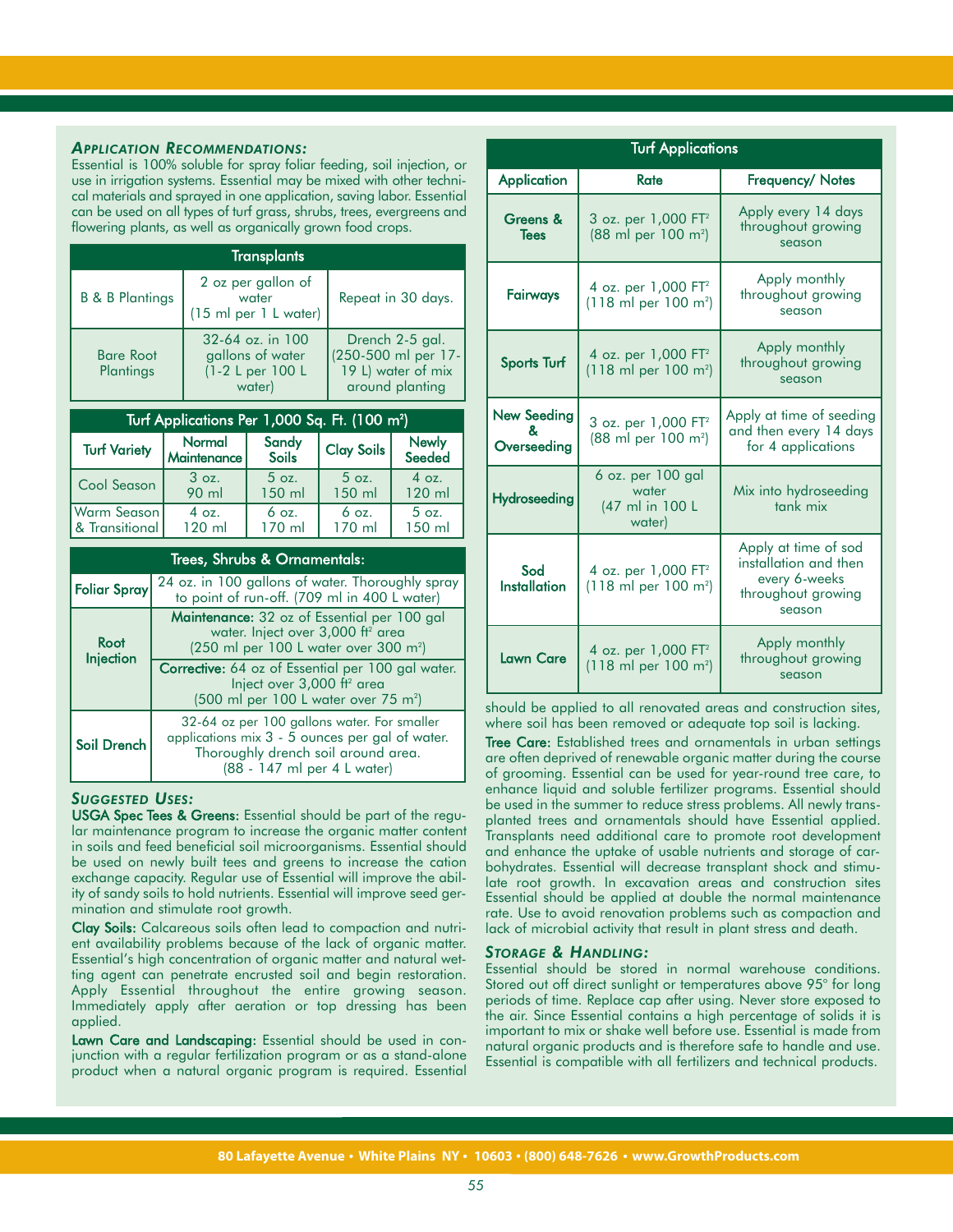### *Application Recommendations:*

Essential is 100% soluble for spray foliar feeding, soil injection, or use in irrigation systems. Essential may be mixed with other technical materials and sprayed in one application, saving labor. Essential can be used on all types of turf grass, shrubs, trees, evergreens and flowering plants, as well as organically grown food crops.

| Transplants | | |
|---|---|---|
| B & B Plantings | 2 oz per gallon of water (15 ml per 1 L water) | Repeat in 30 days. |
| Bare Root Plantings | 32-64 oz. in 100 gallons of water (1-2 L per 100 L water) | Drench 2-5 gal. (250-500 ml per 17-19 L) water of mix around planting |

| Turf Applications Per 1,000 Sq. Ft. (100 m²) | | | | |
|---|---|---|---|---|
| Turf Variety | Normal Maintenance | Sandy Soils | Clay Soils | Newly Seeded |
| Cool Season | 3 oz. 90 ml | 5 oz. 150 ml | 5 oz. 150 ml | 4 oz. 120 ml |
| Warm Season & Transitional | 4 oz. 120 ml | 6 oz. 170 ml | 6 oz. 170 ml | 5 oz. 150 ml |

| Trees, Shrubs & Ornamentals: | |
|---|---|
| **Foliar Spray** | 24 oz. in 100 gallons of water. Thoroughly spray to point of run-off. (709 ml in 400 L water) |
| **Root Injection** | **Maintenance:** 32 oz of Essential per 100 gal water. Inject over 3,000 ft² area (250 ml per 100 L water over 300 m²) |
| | **Corrective:** 64 oz of Essential per 100 gal water. Inject over 3,000 ft² area (500 ml per 100 L water over 75 m²) |
| **Soil Drench** | 32-64 oz per 100 gallons water. For smaller applications mix 3 - 5 ounces per gal of water. Thoroughly drench soil around area. (88 - 147 ml per 4 L water) |

### *Suggested Uses:*

**USGA Spec Tees & Greens:** Essential should be part of the regular maintenance program to increase the organic matter content in soils and feed beneficial soil microorganisms. Essential should be used on newly built tees and greens to increase the cation exchange capacity. Regular use of Essential will improve the ability of sandy soils to hold nutrients. Essential will improve seed germination and stimulate root growth.

**Clay Soils:** Calcareous soils often lead to compaction and nutrient availability problems because of the lack of organic matter. Essential's high concentration of organic matter and natural wetting agent can penetrate encrusted soil and begin restoration. Apply Essential throughout the entire growing season. Immediately apply after aeration or top dressing has been applied.

**Lawn Care and Landscaping:** Essential should be used in conjunction with a regular fertilization program or as a stand-alone product when a natural organic program is required. Essential should be applied to all renovated areas and construction sites, where soil has been removed or adequate top soil is lacking.

**Tree Care:** Established trees and ornamentals in urban settings are often deprived of renewable organic matter during the course of grooming. Essential can be used for year-round tree care, to enhance liquid and soluble fertilizer programs. Essential should be used in the summer to reduce stress problems. All newly transplanted trees and ornamentals should have Essential applied. Transplants need additional care to promote root development and enhance the uptake of usable nutrients and storage of carbohydrates. Essential will decrease transplant shock and stimulate root growth. In excavation areas and construction sites Essential should be applied at double the normal maintenance rate. Use to avoid renovation problems such as compaction and lack of microbial activity that result in plant stress and death.

| Turf Applications | | |
|---|---|---|
| Application | Rate | Frequency/ Notes |
| **Greens & Tees** | 3 oz. per 1,000 FT² (88 ml per 100 m²) | Apply every 14 days throughout growing season |
| **Fairways** | 4 oz. per 1,000 FT² (118 ml per 100 m²) | Apply monthly throughout growing season |
| **Sports Turf** | 4 oz. per 1,000 FT² (118 ml per 100 m²) | Apply monthly throughout growing season |
| **New Seeding & Overseeding** | 3 oz. per 1,000 FT² (88 ml per 100 m²) | Apply at time of seeding and then every 14 days for 4 applications |
| **Hydroseeding** | 6 oz. per 100 gal water (47 ml in 100 L water) | Mix into hydroseeding tank mix |
| **Sod Installation** | 4 oz. per 1,000 FT² (118 ml per 100 m²) | Apply at time of sod installation and then every 6-weeks throughout growing season |
| **Lawn Care** | 4 oz. per 1,000 FT² (118 ml per 100 m²) | Apply monthly throughout growing season |

### *Storage & Handling:*

Essential should be stored in normal warehouse conditions. Stored out off direct sunlight or temperatures above 95° for long periods of time. Replace cap after using. Never store exposed to the air. Since Essential contains a high percentage of solids it is important to mix or shake well before use. Essential is made from natural organic products and is therefore safe to handle and use. Essential is compatible with all fertilizers and technical products.

80 Lafayette Avenue • White Plains NY • 10603 • (800) 648-7626 • www.GrowthProducts.com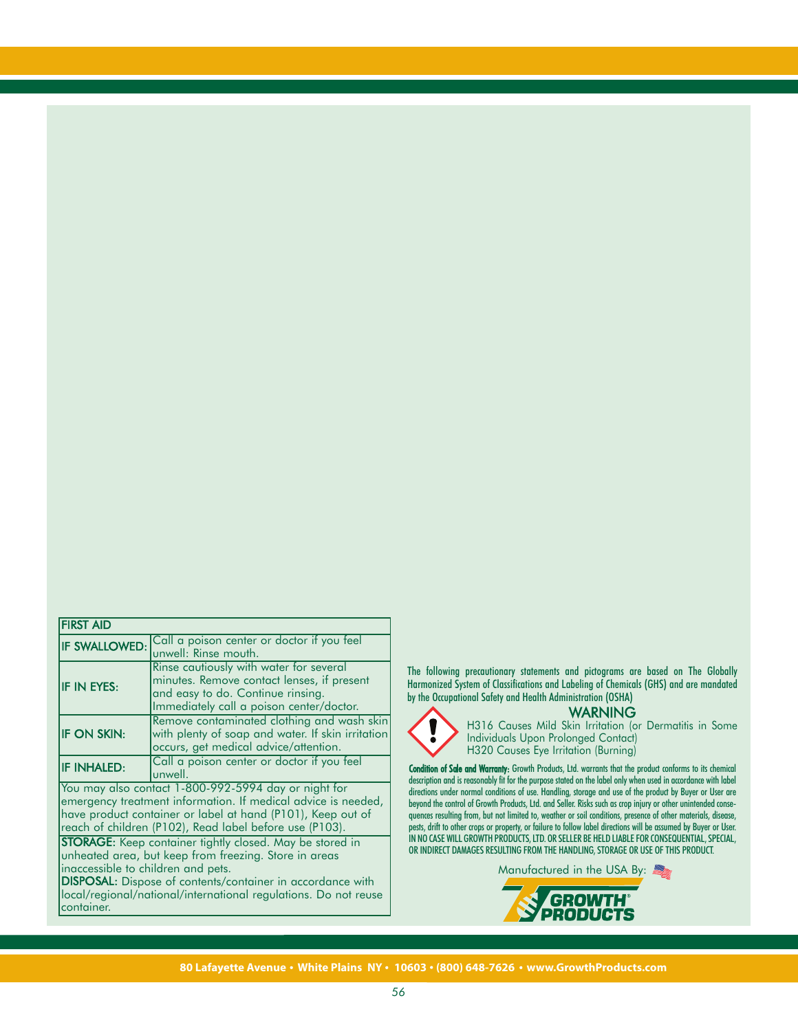| FIRST AID | |
|---|---|
| IF SWALLOWED: | Call a poison center or doctor if you feel unwell: Rinse mouth. |
| IF IN EYES: | Rinse cautiously with water for several minutes. Remove contact lenses, if present and easy to do. Continue rinsing. Immediately call a poison center/doctor. |
| IF ON SKIN: | Remove contaminated clothing and wash skin with plenty of soap and water. If skin irritation occurs, get medical advice/attention. |
| IF INHALED: | Call a poison center or doctor if you feel unwell. |

You may also contact 1-800-992-5994 day or night for emergency treatment information. If medical advice is needed, have product container or label at hand (P101), Keep out of reach of children (P102), Read label before use (P103).

**STORAGE:** Keep container tightly closed. May be stored in unheated area, but keep from freezing. Store in areas inaccessible to children and pets.

**DISPOSAL:** Dispose of contents/container in accordance with local/regional/national/international regulations. Do not reuse container.

The following precautionary statements and pictograms are based on The Globally Harmonized System of Classifications and Labeling of Chemicals (GHS) and are mandated by the Occupational Safety and Health Administration (OSHA)

**WARNING**

H316 Causes Mild Skin Irritation (or Dermatitis in Some Individuals Upon Prolonged Contact)
H320 Causes Eye Irritation (Burning)

**Condition of Sale and Warranty:** Growth Products, Ltd. warrants that the product conforms to its chemical description and is reasonably fit for the purpose stated on the label only when used in accordance with label directions under normal conditions of use. Handling, storage and use of the product by Buyer or User are beyond the control of Growth Products, Ltd. and Seller. Risks such as crop injury or other unintended consequences resulting from, but not limited to, weather or soil conditions, presence of other materials, disease, pests, drift to other crops or property, or failure to follow label directions will be assumed by Buyer or User. IN NO CASE WILL GROWTH PRODUCTS, LTD. OR SELLER BE HELD LIABLE FOR CONSEQUENTIAL, SPECIAL, OR INDIRECT DAMAGES RESULTING FROM THE HANDLING, STORAGE OR USE OF THIS PRODUCT.

Manufactured in the USA By:

GROWTH® PRODUCTS

80 Lafayette Avenue • White Plains NY • 10603 • (800) 648-7626 • www.GrowthProducts.com